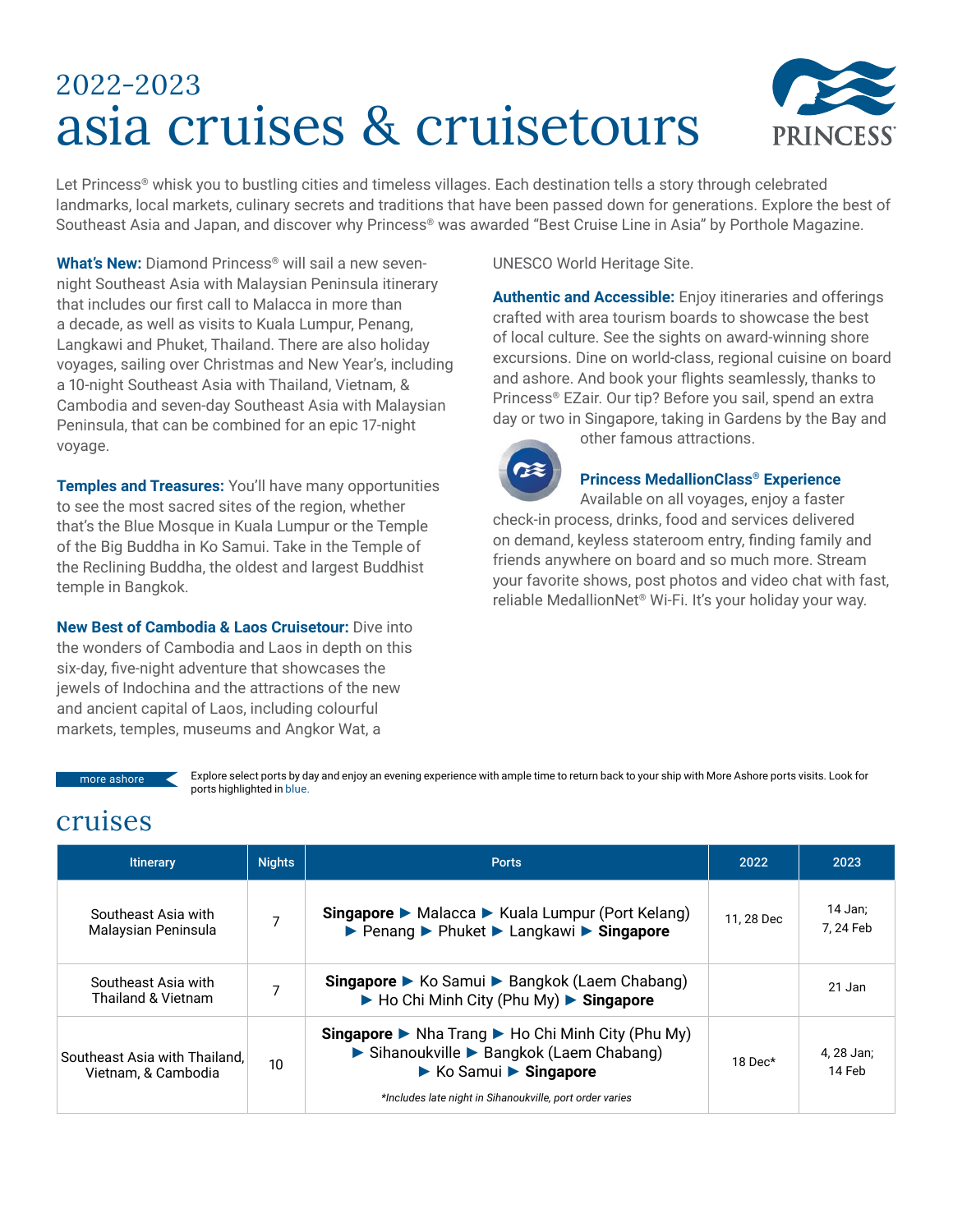# 2022-2023
# asia cruises & cruisetours

PRINCESS®

Let Princess® whisk you to bustling cities and timeless villages. Each destination tells a story through celebrated landmarks, local markets, culinary secrets and traditions that have been passed down for generations. Explore the best of Southeast Asia and Japan, and discover why Princess® was awarded "Best Cruise Line in Asia" by Porthole Magazine.

**What's New:** Diamond Princess® will sail a new seven-night Southeast Asia with Malaysian Peninsula itinerary that includes our first call to Malacca in more than a decade, as well as visits to Kuala Lumpur, Penang, Langkawi and Phuket, Thailand. There are also holiday voyages, sailing over Christmas and New Year's, including a 10-night Southeast Asia with Thailand, Vietnam, & Cambodia and seven-day Southeast Asia with Malaysian Peninsula, that can be combined for an epic 17-night voyage.

**Temples and Treasures:** You'll have many opportunities to see the most sacred sites of the region, whether that's the Blue Mosque in Kuala Lumpur or the Temple of the Big Buddha in Ko Samui. Take in the Temple of the Reclining Buddha, the oldest and largest Buddhist temple in Bangkok.

**New Best of Cambodia & Laos Cruisetour:** Dive into the wonders of Cambodia and Laos in depth on this six-day, five-night adventure that showcases the jewels of Indochina and the attractions of the new and ancient capital of Laos, including colourful markets, temples, museums and Angkor Wat, a UNESCO World Heritage Site.

**Authentic and Accessible:** Enjoy itineraries and offerings crafted with area tourism boards to showcase the best of local culture. See the sights on award-winning shore excursions. Dine on world-class, regional cuisine on board and ashore. And book your flights seamlessly, thanks to Princess® EZair. Our tip? Before you sail, spend an extra day or two in Singapore, taking in Gardens by the Bay and other famous attractions.

**Princess MedallionClass® Experience**
Available on all voyages, enjoy a faster check-in process, drinks, food and services delivered on demand, keyless stateroom entry, finding family and friends anywhere on board and so much more. Stream your favorite shows, post photos and video chat with fast, reliable MedallionNet® Wi-Fi. It's your holiday your way.

more ashore — Explore select ports by day and enjoy an evening experience with ample time to return back to your ship with More Ashore ports visits. Look for ports highlighted in blue.

## cruises

| Itinerary | Nights | Ports | 2022 | 2023 |
|---|---|---|---|---|
| Southeast Asia with Malaysian Peninsula | 7 | **Singapore** ► Malacca ► Kuala Lumpur (Port Kelang) ► Penang ► Phuket ► Langkawi ► **Singapore** | 11, 28 Dec | 14 Jan; 7, 24 Feb |
| Southeast Asia with Thailand & Vietnam | 7 | **Singapore** ► Ko Samui ► Bangkok (Laem Chabang) ► Ho Chi Minh City (Phu My) ► **Singapore** | | 21 Jan |
| Southeast Asia with Thailand, Vietnam, & Cambodia | 10 | **Singapore** ► Nha Trang ► Ho Chi Minh City (Phu My) ► Sihanoukville ► Bangkok (Laem Chabang) ► Ko Samui ► **Singapore** *\*Includes late night in Sihanoukville, port order varies* | 18 Dec* | 4, 28 Jan; 14 Feb |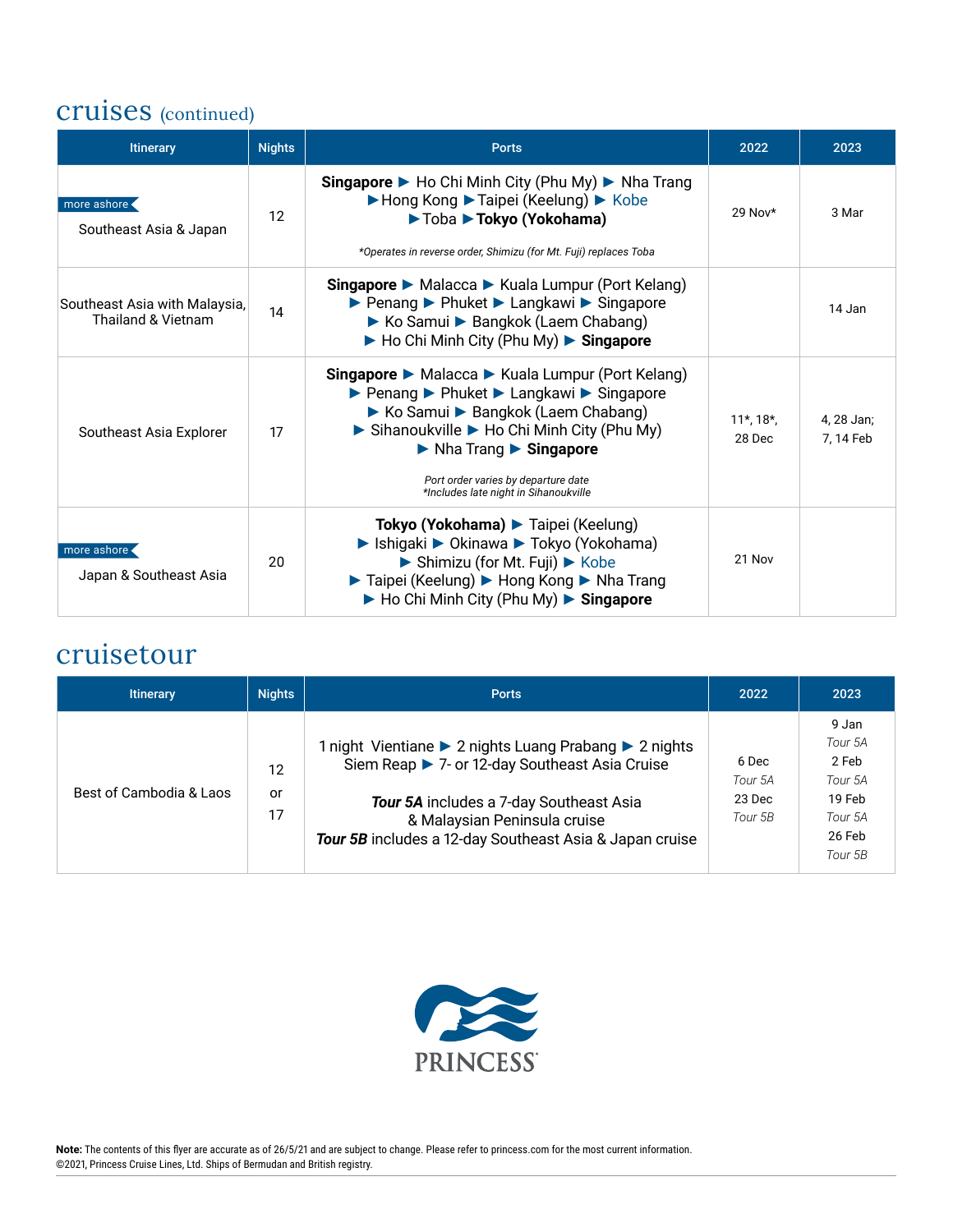## cruises (continued)

| Itinerary | Nights | Ports | 2022 | 2023 |
|---|---|---|---|---|
| more ashore<br>Southeast Asia & Japan | 12 | **Singapore** ▶ Ho Chi Minh City (Phu My) ▶ Nha Trang ▶ Hong Kong ▶ Taipei (Keelung) ▶ Kobe ▶ Toba ▶ **Tokyo (Yokohama)**<br>*\*Operates in reverse order, Shimizu (for Mt. Fuji) replaces Toba* | 29 Nov* | 3 Mar |
| Southeast Asia with Malaysia, Thailand & Vietnam | 14 | **Singapore** ▶ Malacca ▶ Kuala Lumpur (Port Kelang) ▶ Penang ▶ Phuket ▶ Langkawi ▶ Singapore ▶ Ko Samui ▶ Bangkok (Laem Chabang) ▶ Ho Chi Minh City (Phu My) ▶ **Singapore** | | 14 Jan |
| Southeast Asia Explorer | 17 | **Singapore** ▶ Malacca ▶ Kuala Lumpur (Port Kelang) ▶ Penang ▶ Phuket ▶ Langkawi ▶ Singapore ▶ Ko Samui ▶ Bangkok (Laem Chabang) ▶ Sihanoukville ▶ Ho Chi Minh City (Phu My) ▶ Nha Trang ▶ **Singapore**<br>*Port order varies by departure date*<br>*\*Includes late night in Sihanoukville* | 11*, 18*, 28 Dec | 4, 28 Jan; 7, 14 Feb |
| more ashore<br>Japan & Southeast Asia | 20 | **Tokyo (Yokohama)** ▶ Taipei (Keelung) ▶ Ishigaki ▶ Okinawa ▶ Tokyo (Yokohama) ▶ Shimizu (for Mt. Fuji) ▶ Kobe ▶ Taipei (Keelung) ▶ Hong Kong ▶ Nha Trang ▶ Ho Chi Minh City (Phu My) ▶ **Singapore** | 21 Nov | |

## cruisetour

| Itinerary | Nights | Ports | 2022 | 2023 |
|---|---|---|---|---|
| Best of Cambodia & Laos | 12 or 17 | 1 night Vientiane ▶ 2 nights Luang Prabang ▶ 2 nights Siem Reap ▶ 7- or 12-day Southeast Asia Cruise<br>***Tour 5A*** includes a 7-day Southeast Asia & Malaysian Peninsula cruise<br>***Tour 5B*** includes a 12-day Southeast Asia & Japan cruise | 6 Dec *Tour 5A*<br>23 Dec *Tour 5B* | 9 Jan *Tour 5A*<br>2 Feb *Tour 5A*<br>19 Feb *Tour 5A*<br>26 Feb *Tour 5B* |

PRINCESS

**Note:** The contents of this flyer are accurate as of 26/5/21 and are subject to change. Please refer to princess.com for the most current information.
©2021, Princess Cruise Lines, Ltd. Ships of Bermudan and British registry.